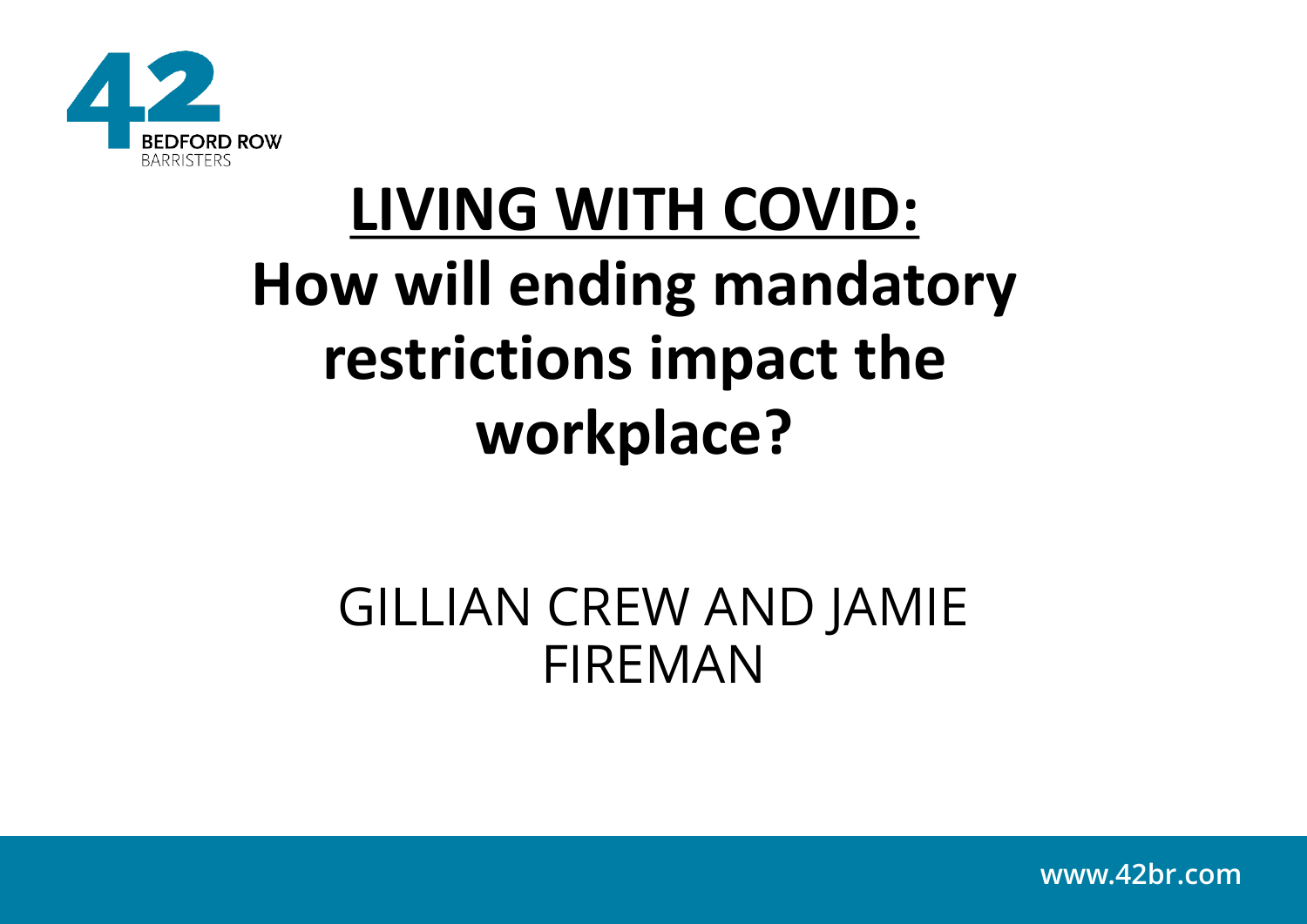# LIVING WITH COVID: How will ending mandatory restrictions impact the workplace?

GILLIAN CREW AND JAMIE FIREMAN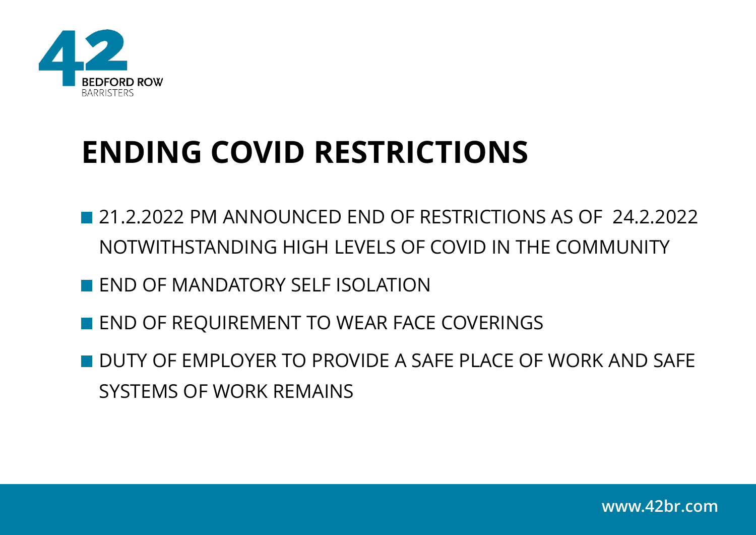# ENDING COVID RESTRICTIONS

- 21.2.2022 PM ANNOUNCED END OF RESTRICTIONS AS OF 24.2.2022 NOTWITHSTANDING HIGH LEVELS OF COVID IN THE COMMUNITY
- END OF MANDATORY SELF ISOLATION
- END OF REQUIREMENT TO WEAR FACE COVERINGS
- DUTY OF EMPLOYER TO PROVIDE A SAFE PLACE OF WORK AND SAFE SYSTEMS OF WORK REMAINS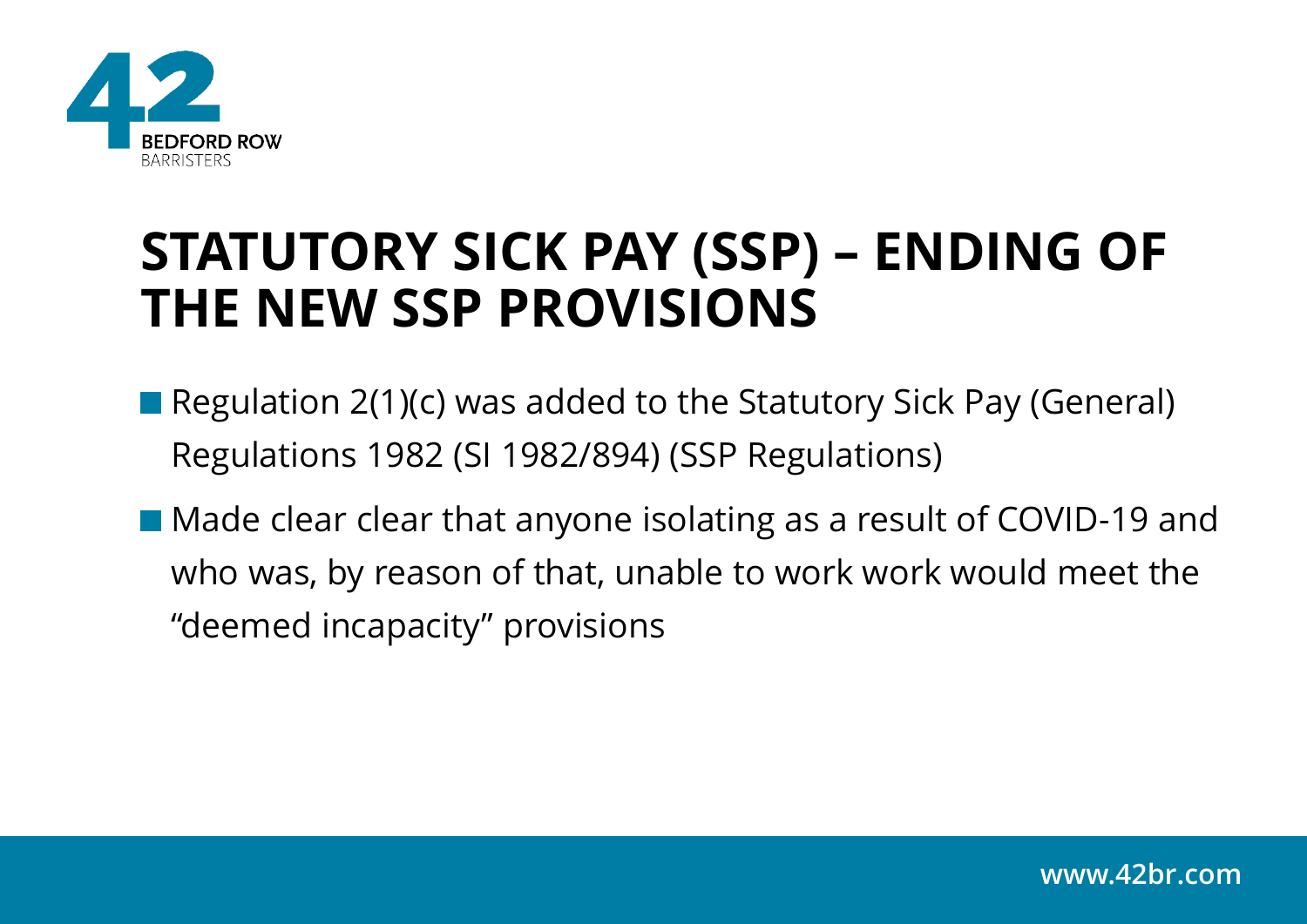# STATUTORY SICK PAY (SSP) – ENDING OF THE NEW SSP PROVISIONS

- Regulation 2(1)(c) was added to the Statutory Sick Pay (General) Regulations 1982 (SI 1982/894) (SSP Regulations)
- Made clear clear that anyone isolating as a result of COVID-19 and who was, by reason of that, unable to work work would meet the "deemed incapacity" provisions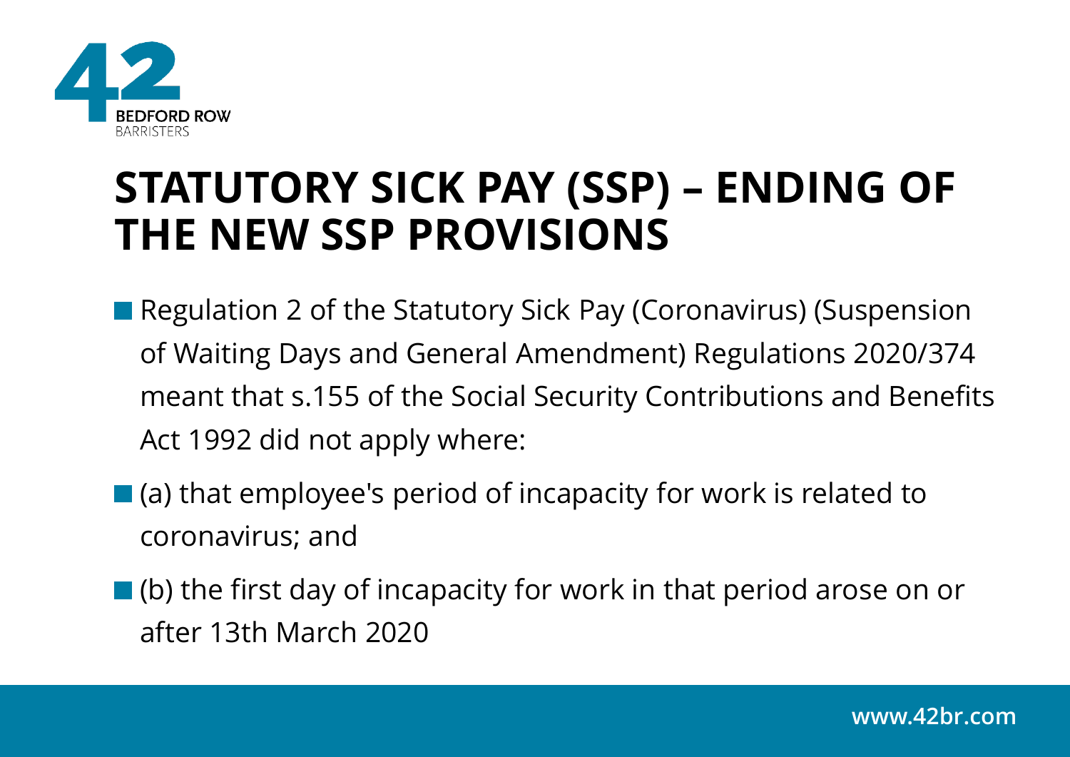# STATUTORY SICK PAY (SSP) – ENDING OF THE NEW SSP PROVISIONS

- Regulation 2 of the Statutory Sick Pay (Coronavirus) (Suspension of Waiting Days and General Amendment) Regulations 2020/374 meant that s.155 of the Social Security Contributions and Benefits Act 1992 did not apply where:
- (a) that employee's period of incapacity for work is related to coronavirus; and
- (b) the first day of incapacity for work in that period arose on or after 13th March 2020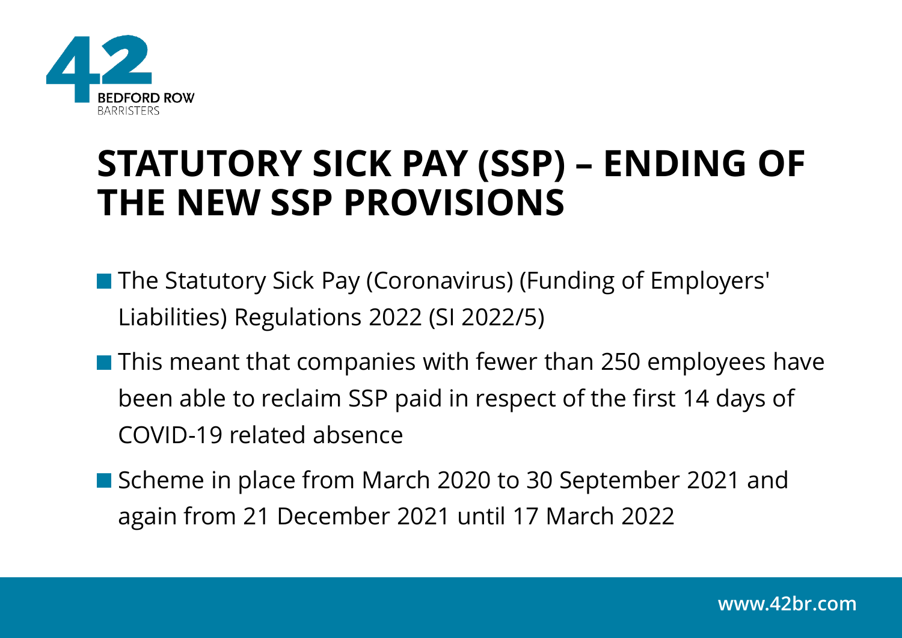# STATUTORY SICK PAY (SSP) – ENDING OF THE NEW SSP PROVISIONS

- The Statutory Sick Pay (Coronavirus) (Funding of Employers' Liabilities) Regulations 2022 (SI 2022/5)
- This meant that companies with fewer than 250 employees have been able to reclaim SSP paid in respect of the first 14 days of COVID-19 related absence
- Scheme in place from March 2020 to 30 September 2021 and again from 21 December 2021 until 17 March 2022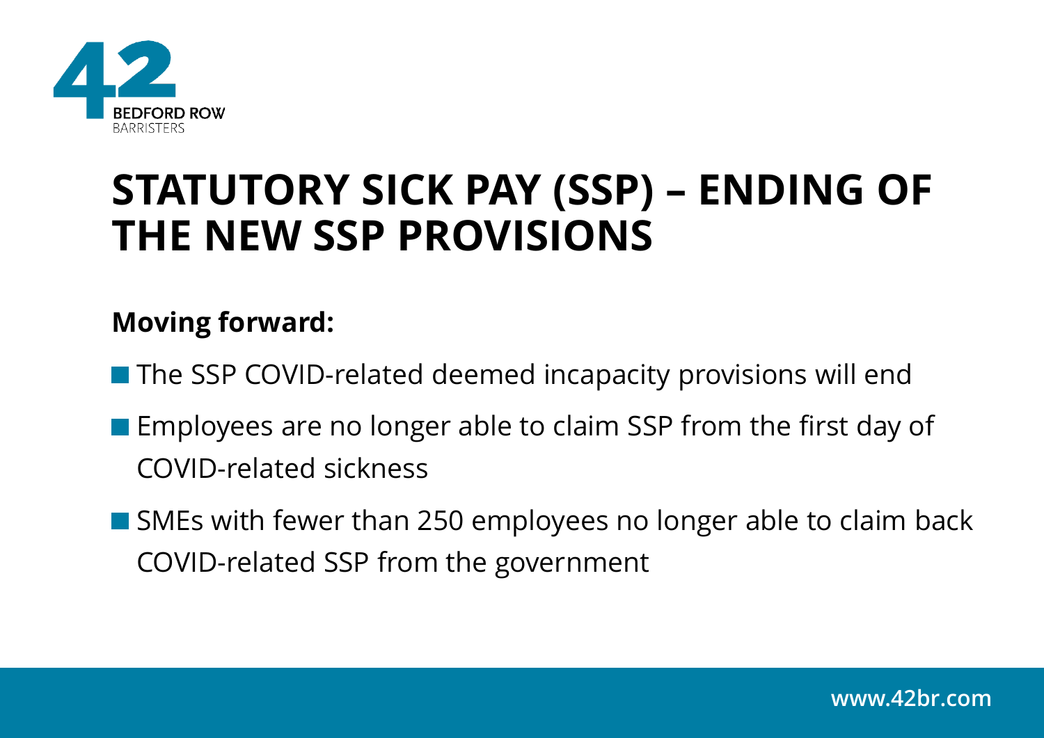# STATUTORY SICK PAY (SSP) – ENDING OF THE NEW SSP PROVISIONS

**Moving forward:**

- The SSP COVID-related deemed incapacity provisions will end
- Employees are no longer able to claim SSP from the first day of COVID-related sickness
- SMEs with fewer than 250 employees no longer able to claim back COVID-related SSP from the government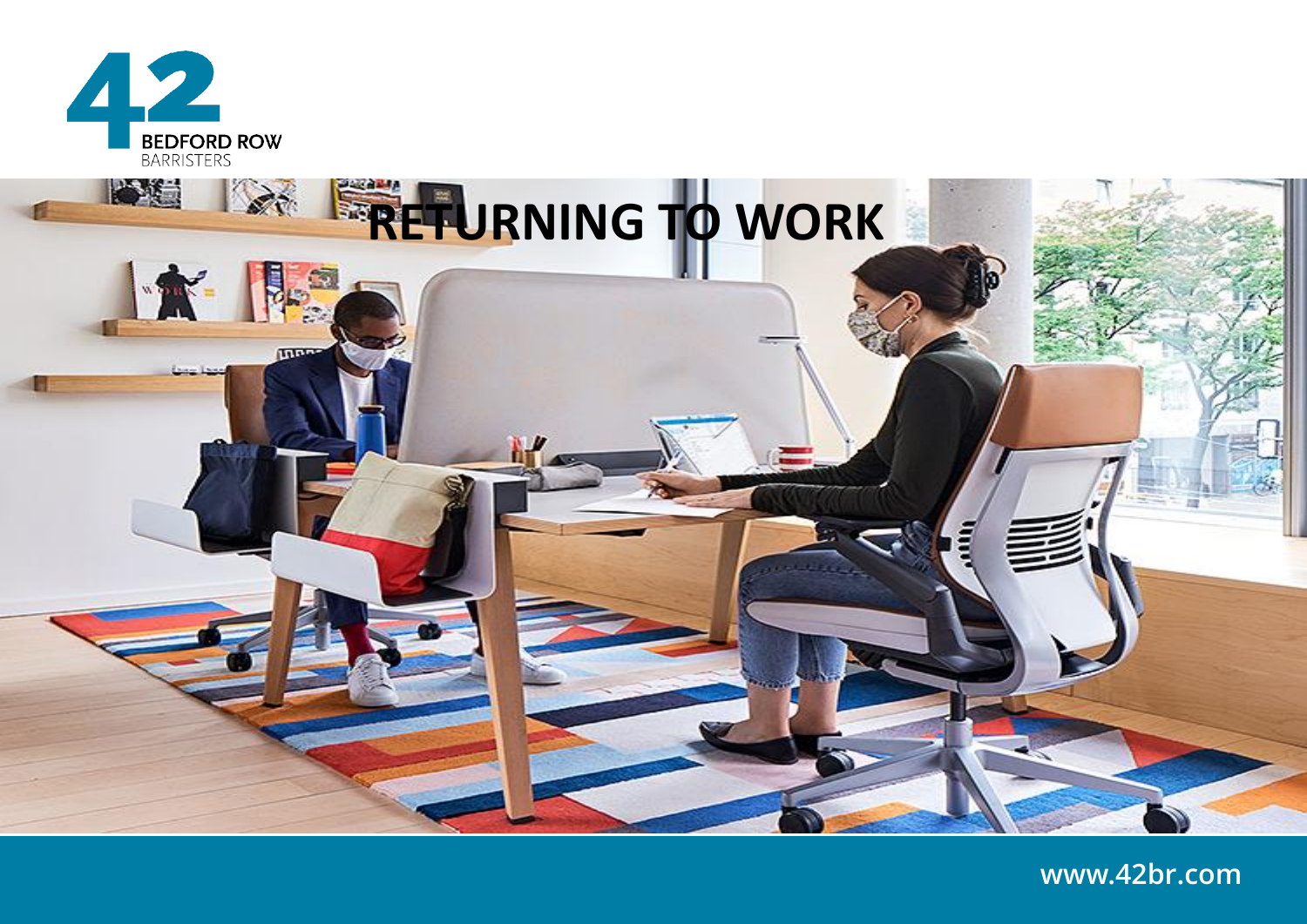# RETURNING TO WORK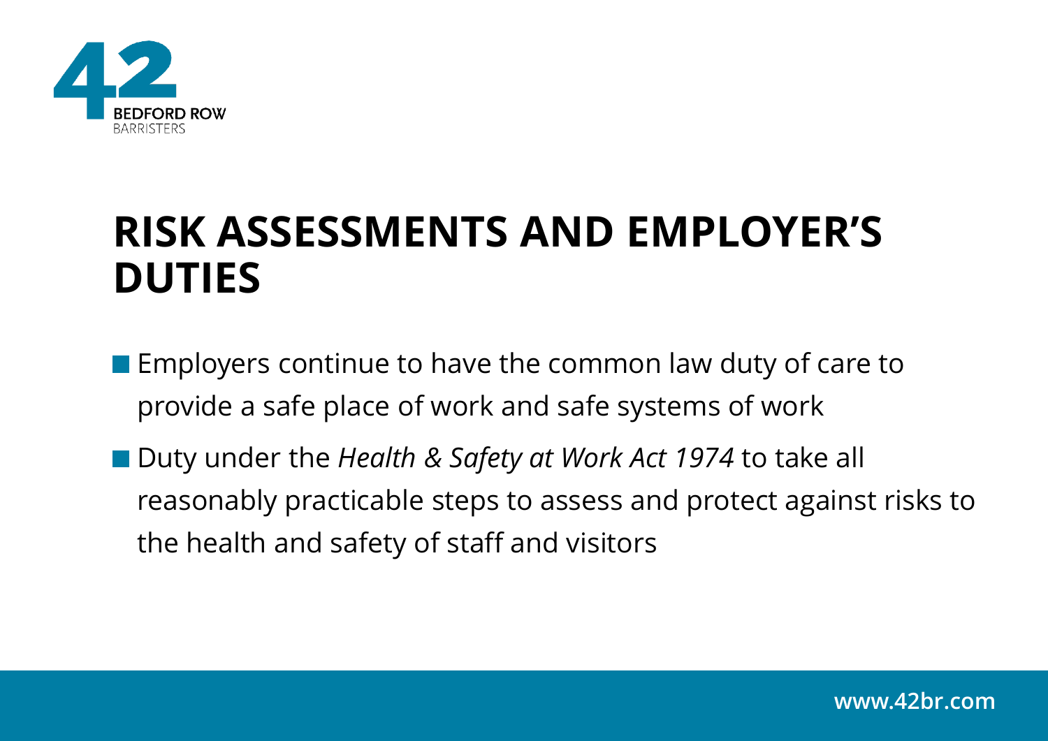# RISK ASSESSMENTS AND EMPLOYER'S DUTIES

- Employers continue to have the common law duty of care to provide a safe place of work and safe systems of work
- Duty under the *Health & Safety at Work Act 1974* to take all reasonably practicable steps to assess and protect against risks to the health and safety of staff and visitors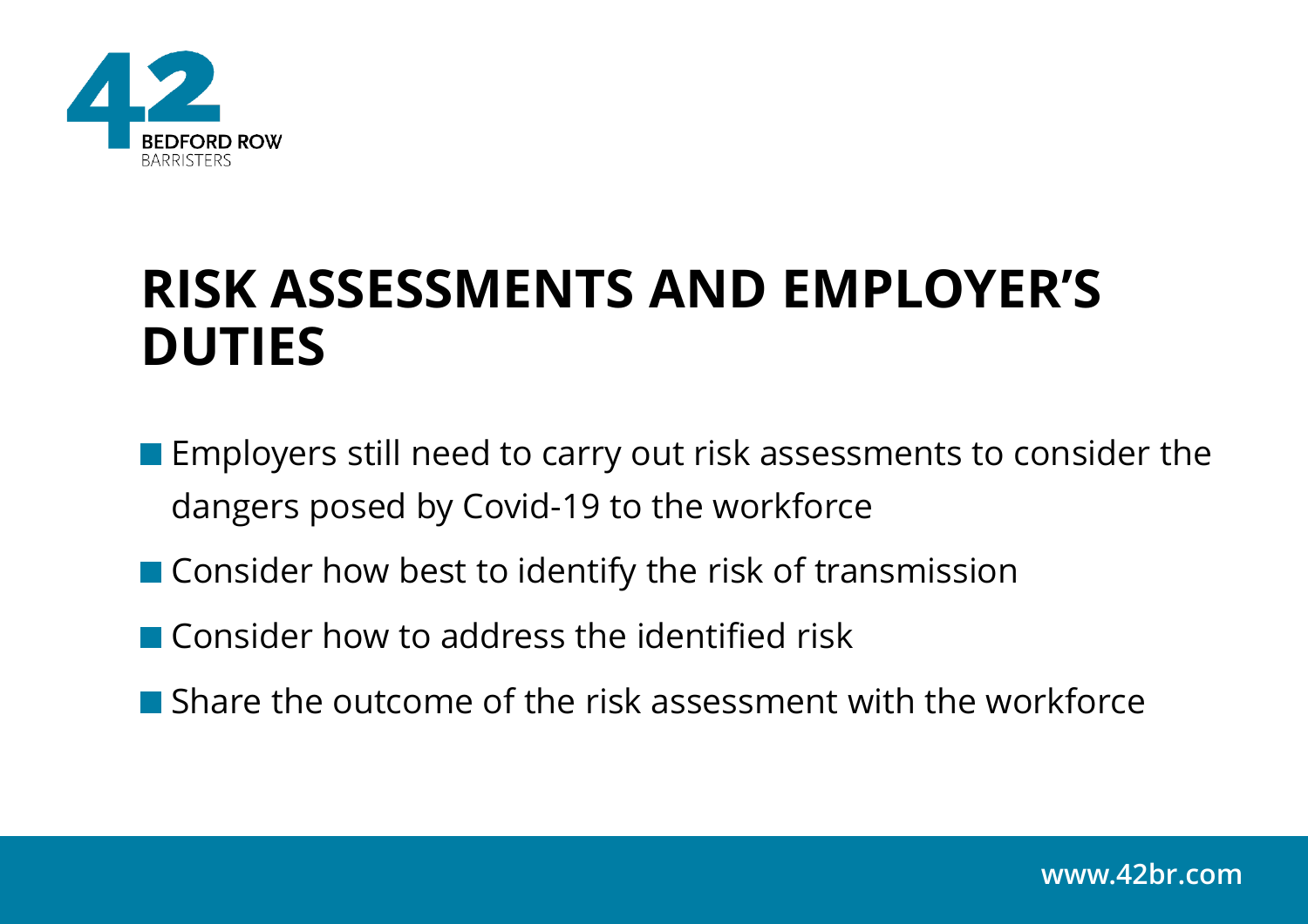# RISK ASSESSMENTS AND EMPLOYER'S DUTIES

- Employers still need to carry out risk assessments to consider the dangers posed by Covid-19 to the workforce
- Consider how best to identify the risk of transmission
- Consider how to address the identified risk
- Share the outcome of the risk assessment with the workforce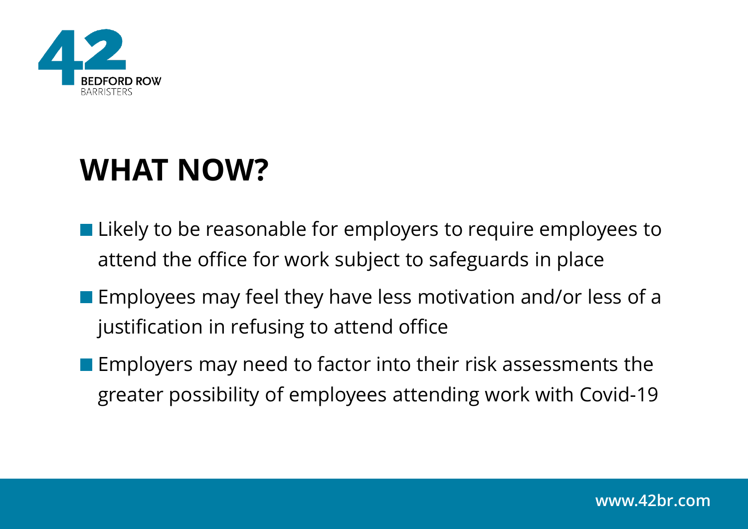## WHAT NOW?

- Likely to be reasonable for employers to require employees to attend the office for work subject to safeguards in place
- Employees may feel they have less motivation and/or less of a justification in refusing to attend office
- Employers may need to factor into their risk assessments the greater possibility of employees attending work with Covid-19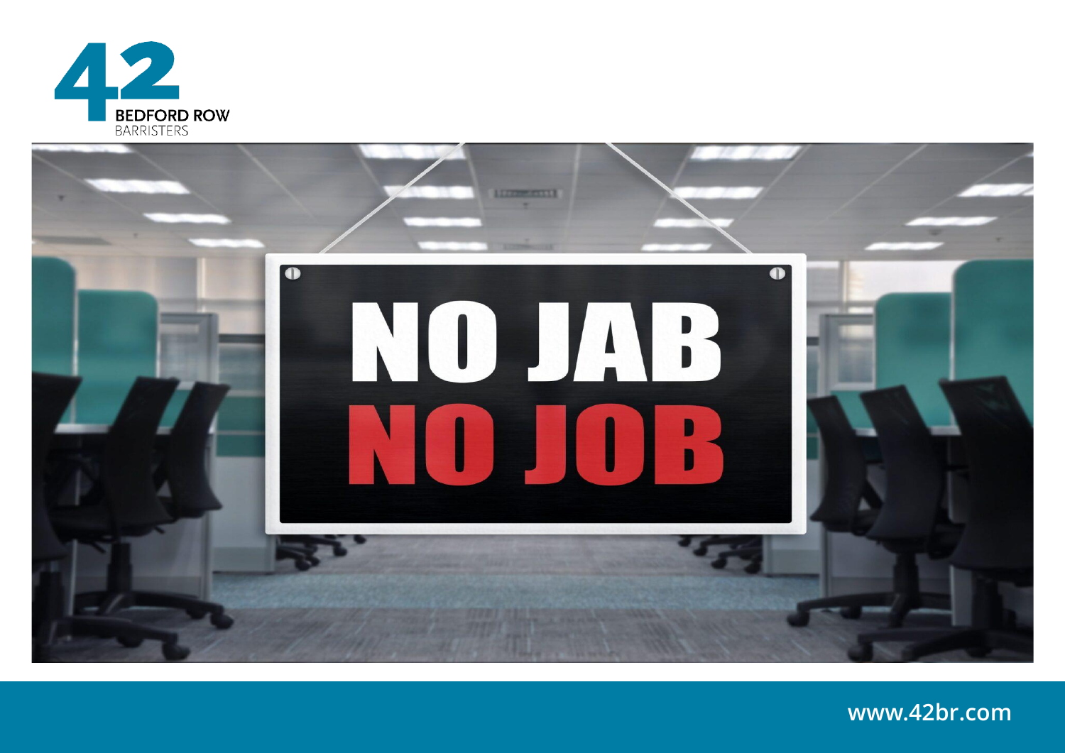# NO JAB
# NO JOB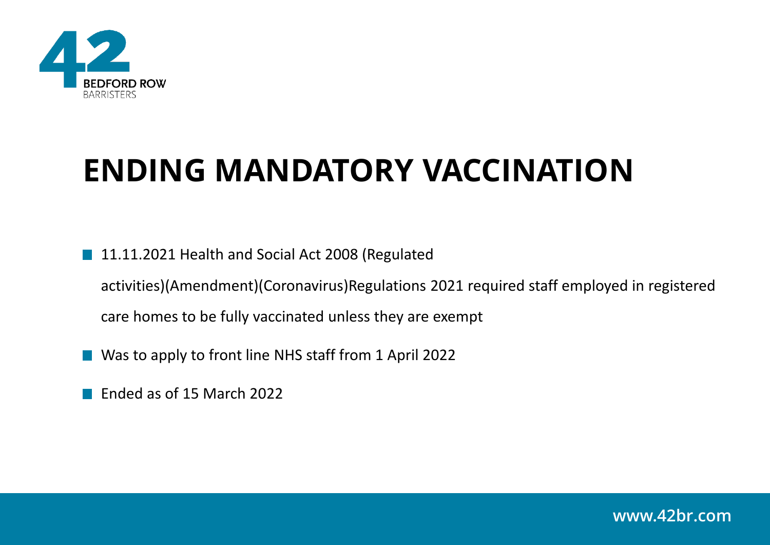# ENDING MANDATORY VACCINATION

- 11.11.2021 Health and Social Act 2008 (Regulated activities)(Amendment)(Coronavirus)Regulations 2021 required staff employed in registered care homes to be fully vaccinated unless they are exempt
- Was to apply to front line NHS staff from 1 April 2022
- Ended as of 15 March 2022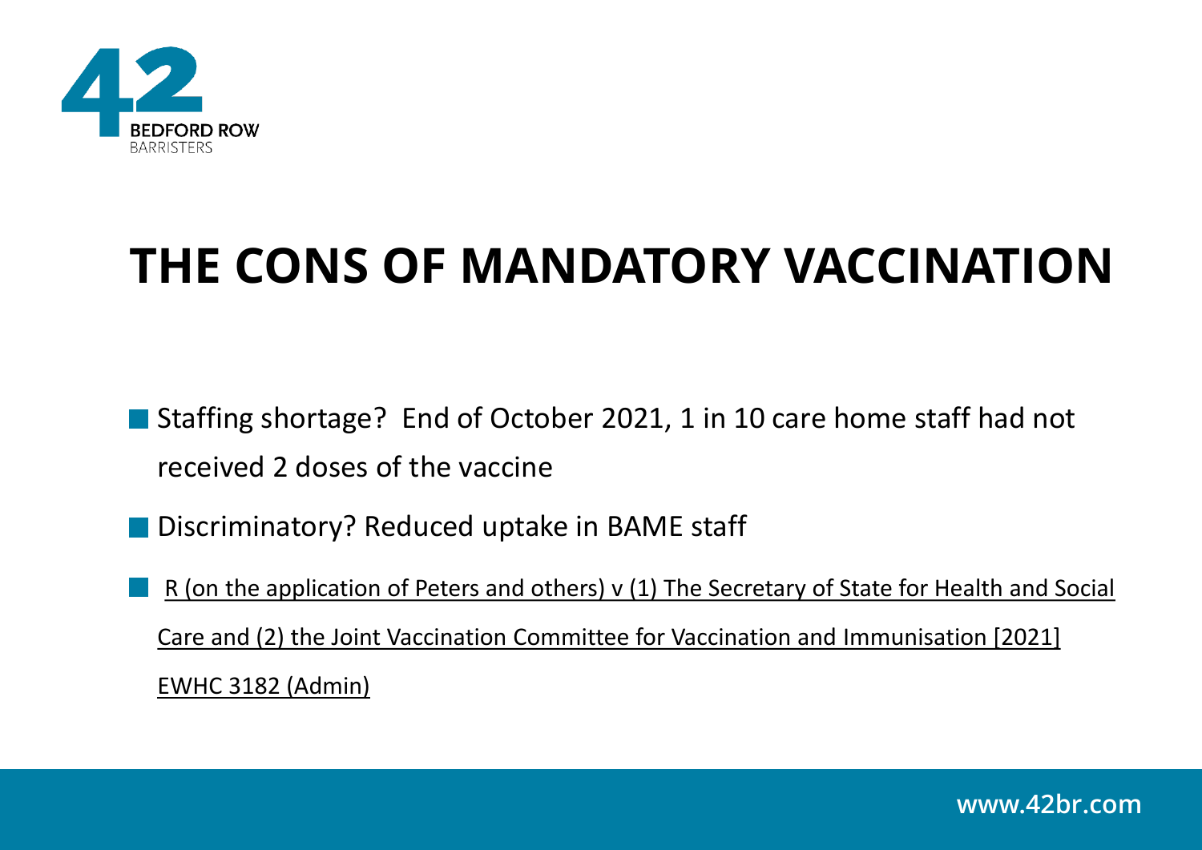# THE CONS OF MANDATORY VACCINATION

- Staffing shortage? End of October 2021, 1 in 10 care home staff had not received 2 doses of the vaccine
- Discriminatory? Reduced uptake in BAME staff
- R (on the application of Peters and others) v (1) The Secretary of State for Health and Social Care and (2) the Joint Vaccination Committee for Vaccination and Immunisation [2021] EWHC 3182 (Admin)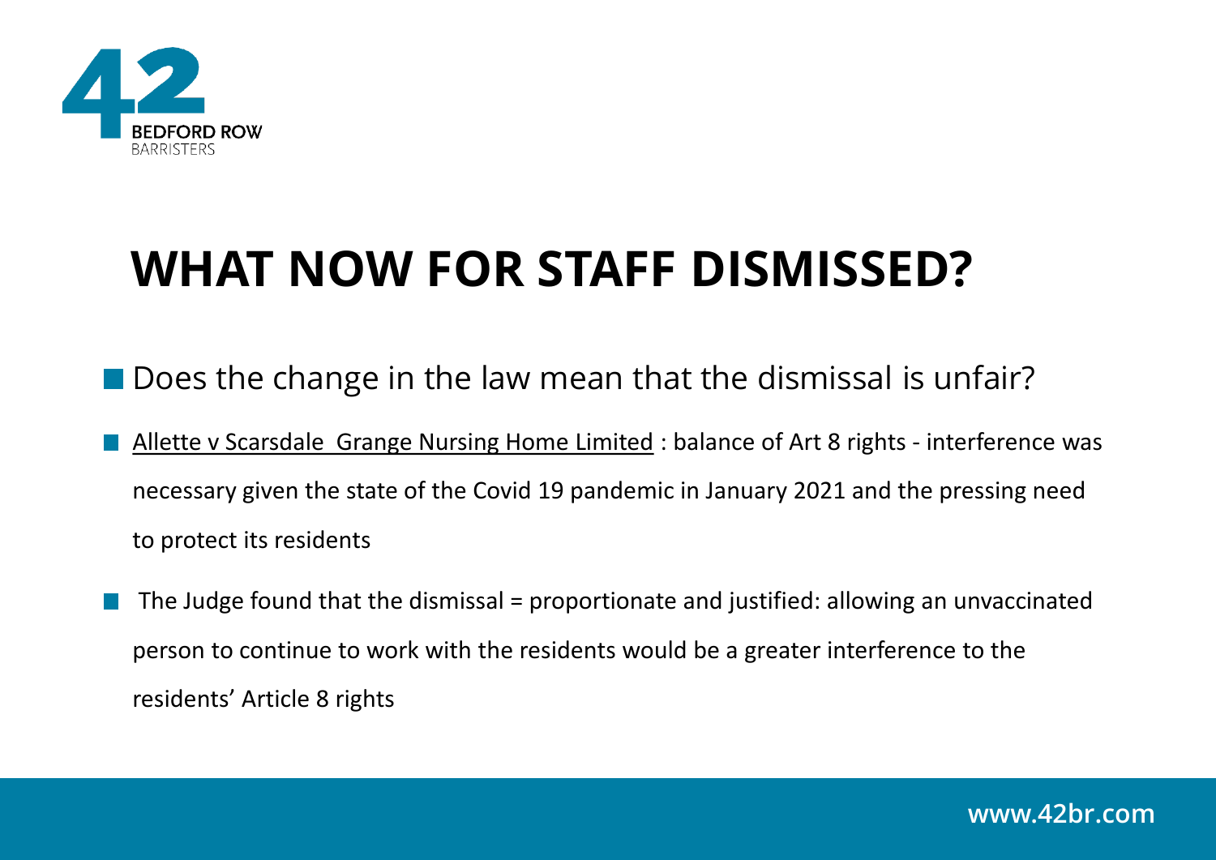# WHAT NOW FOR STAFF DISMISSED?

- Does the change in the law mean that the dismissal is unfair?
- Allette v Scarsdale Grange Nursing Home Limited : balance of Art 8 rights - interference was necessary given the state of the Covid 19 pandemic in January 2021 and the pressing need to protect its residents
- The Judge found that the dismissal = proportionate and justified: allowing an unvaccinated person to continue to work with the residents would be a greater interference to the residents' Article 8 rights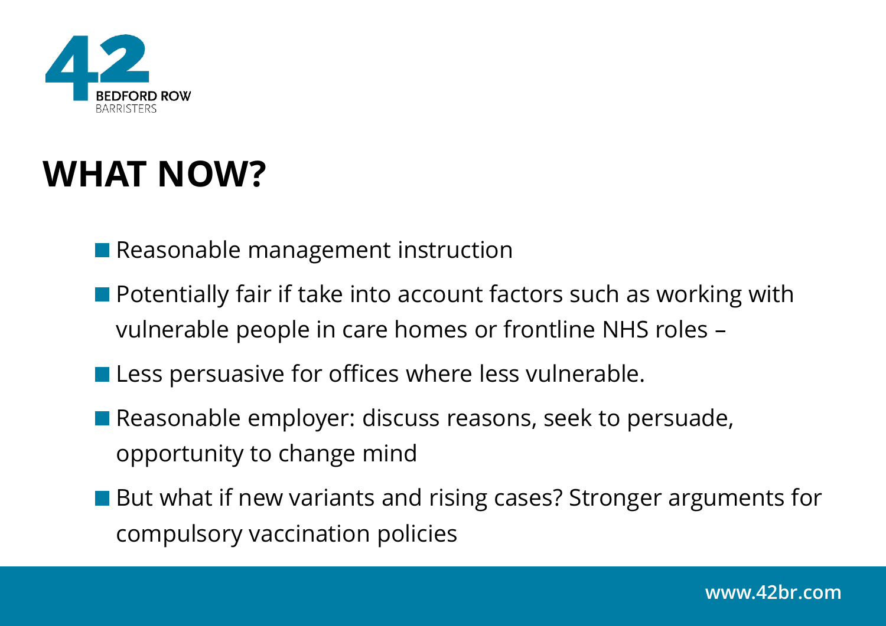# WHAT NOW?

- Reasonable management instruction
- Potentially fair if take into account factors such as working with vulnerable people in care homes or frontline NHS roles –
- Less persuasive for offices where less vulnerable.
- Reasonable employer: discuss reasons, seek to persuade, opportunity to change mind
- But what if new variants and rising cases? Stronger arguments for compulsory vaccination policies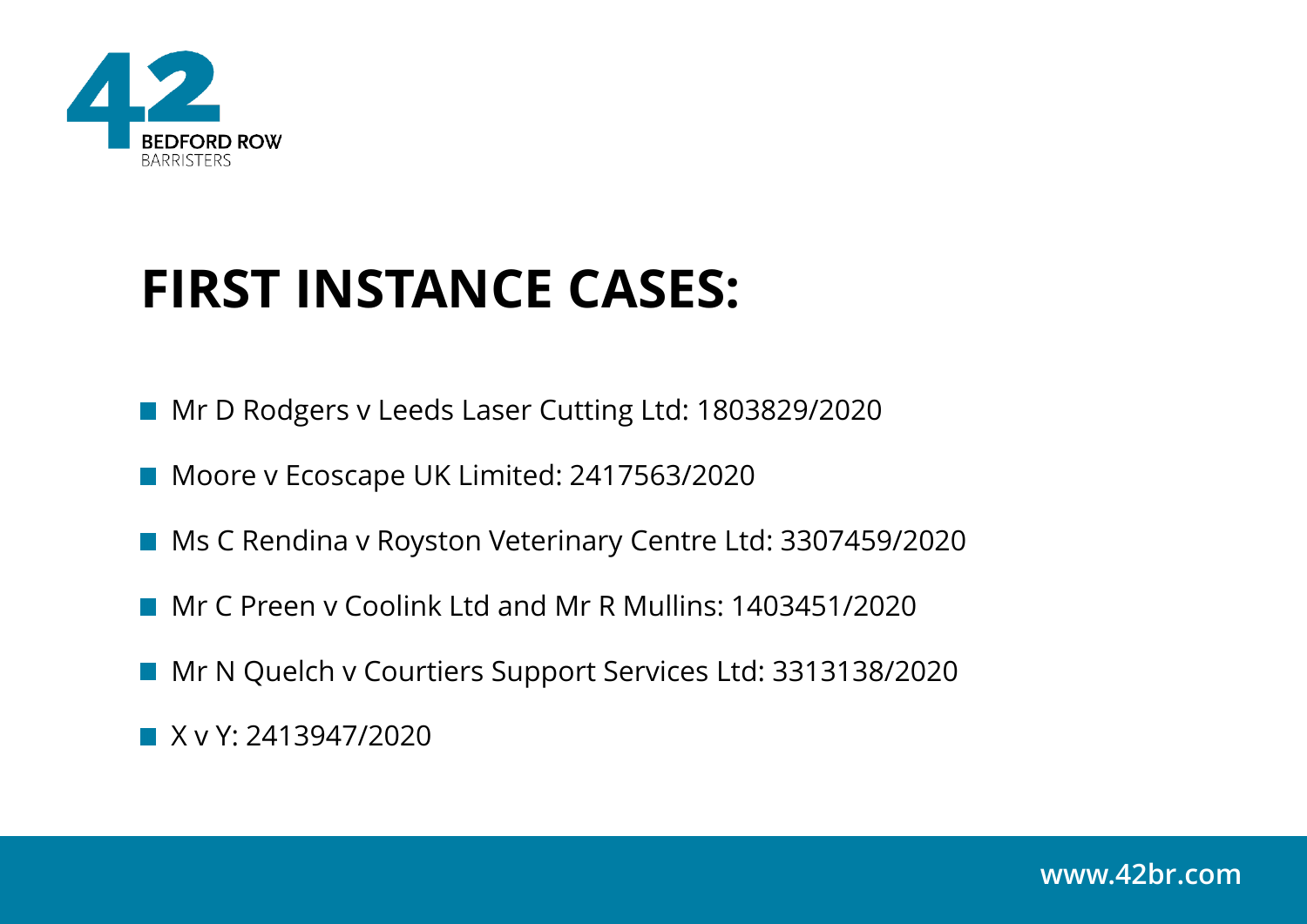# FIRST INSTANCE CASES:

- Mr D Rodgers v Leeds Laser Cutting Ltd: 1803829/2020
- Moore v Ecoscape UK Limited: 2417563/2020
- Ms C Rendina v Royston Veterinary Centre Ltd: 3307459/2020
- Mr C Preen v Coolink Ltd and Mr R Mullins: 1403451/2020
- Mr N Quelch v Courtiers Support Services Ltd: 3313138/2020
- X v Y: 2413947/2020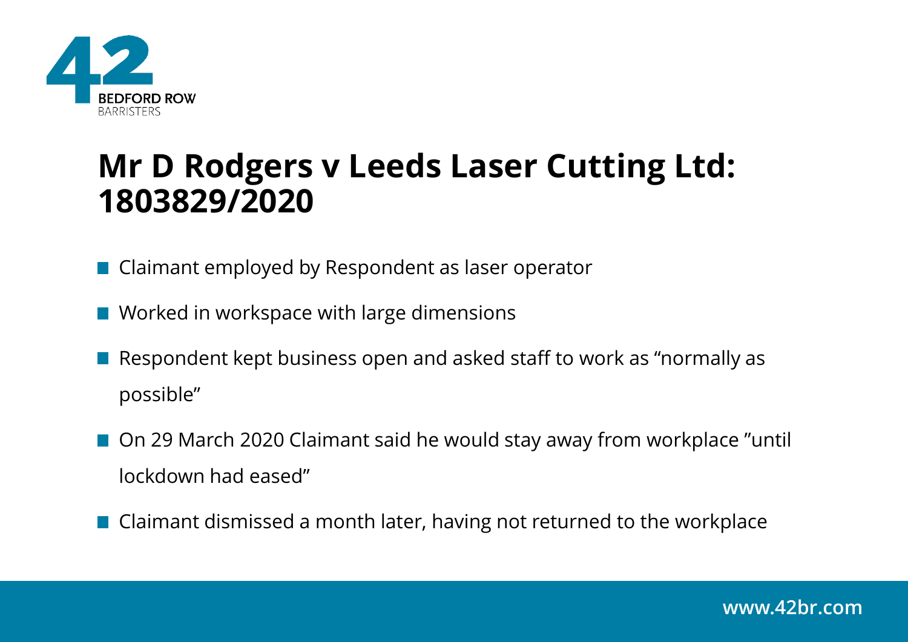# Mr D Rodgers v Leeds Laser Cutting Ltd: 1803829/2020

- Claimant employed by Respondent as laser operator
- Worked in workspace with large dimensions
- Respondent kept business open and asked staff to work as "normally as possible"
- On 29 March 2020 Claimant said he would stay away from workplace "until lockdown had eased"
- Claimant dismissed a month later, having not returned to the workplace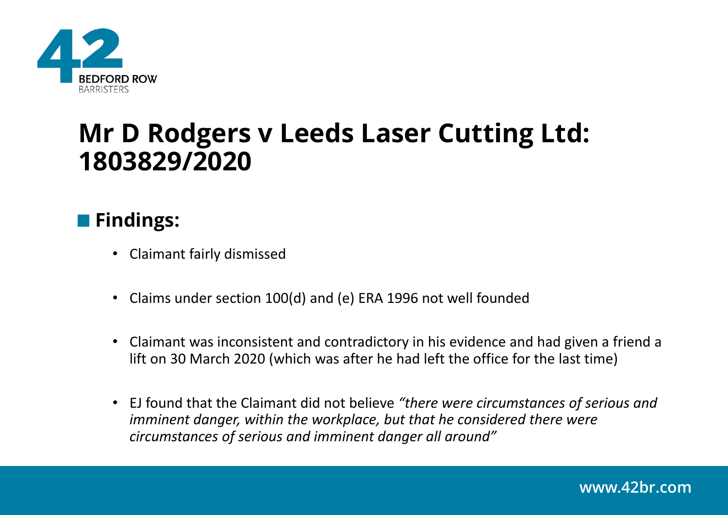# Mr D Rodgers v Leeds Laser Cutting Ltd: 1803829/2020

## Findings:

- Claimant fairly dismissed
- Claims under section 100(d) and (e) ERA 1996 not well founded
- Claimant was inconsistent and contradictory in his evidence and had given a friend a lift on 30 March 2020 (which was after he had left the office for the last time)
- EJ found that the Claimant did not believe *"there were circumstances of serious and imminent danger, within the workplace, but that he considered there were circumstances of serious and imminent danger all around"*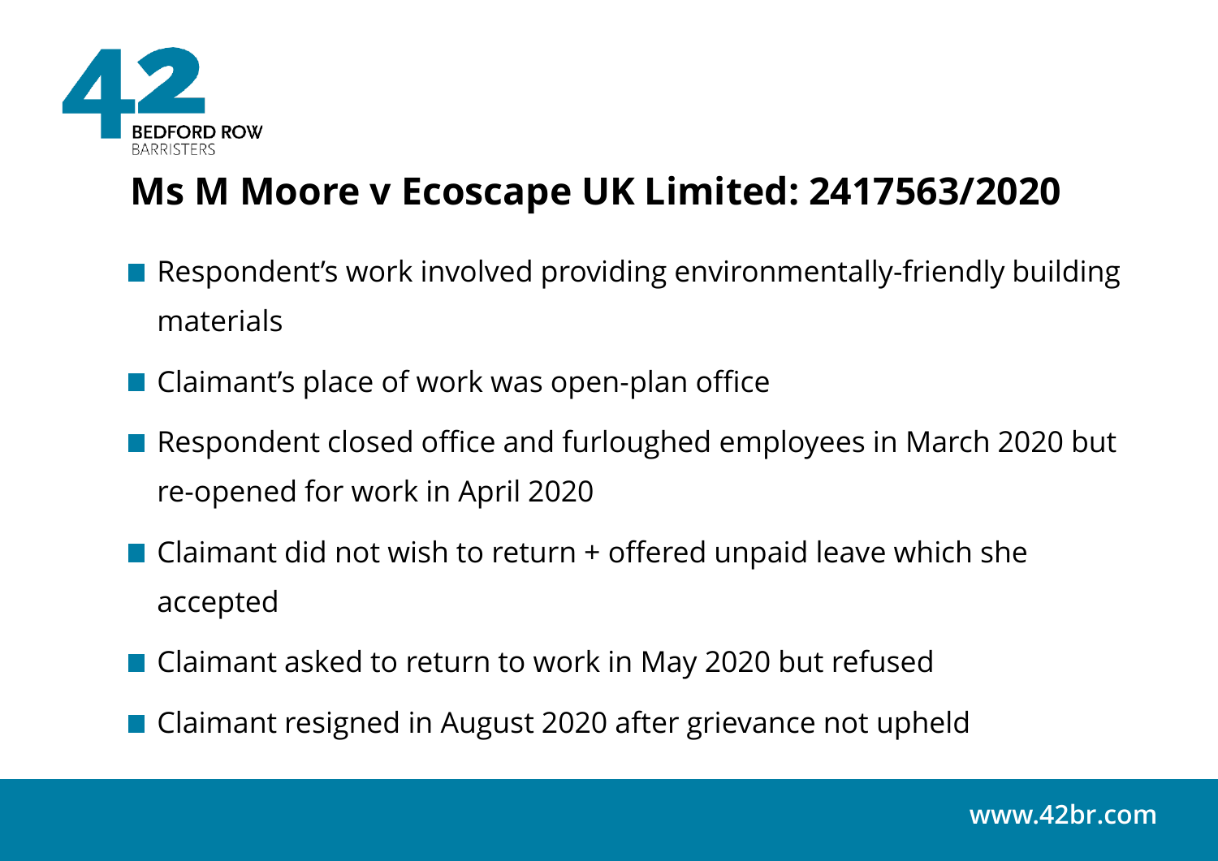## Ms M Moore v Ecoscape UK Limited: 2417563/2020

- Respondent's work involved providing environmentally-friendly building materials
- Claimant's place of work was open-plan office
- Respondent closed office and furloughed employees in March 2020 but re-opened for work in April 2020
- Claimant did not wish to return + offered unpaid leave which she accepted
- Claimant asked to return to work in May 2020 but refused
- Claimant resigned in August 2020 after grievance not upheld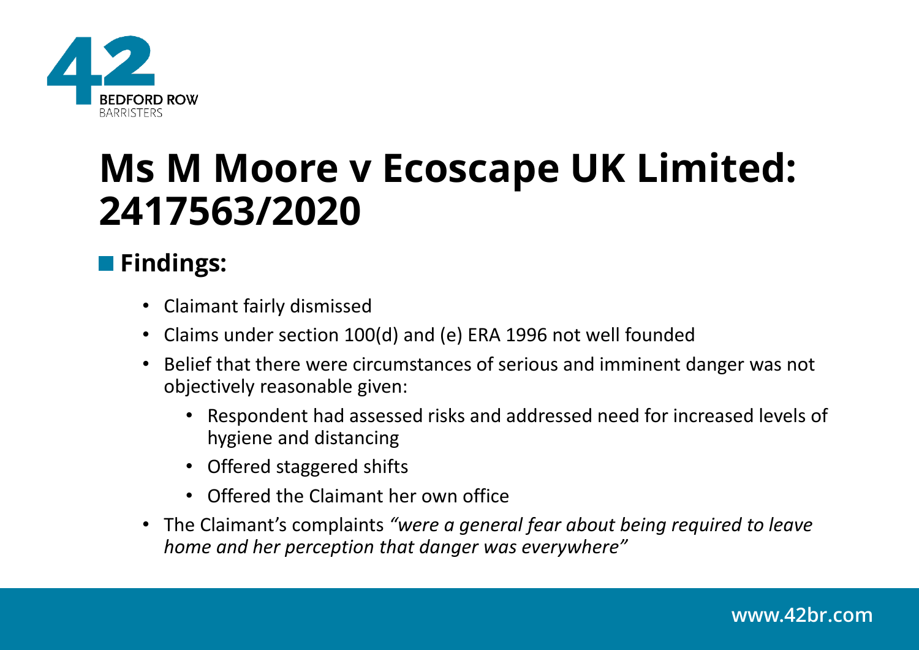# Ms M Moore v Ecoscape UK Limited: 2417563/2020

## Findings:

- Claimant fairly dismissed
- Claims under section 100(d) and (e) ERA 1996 not well founded
- Belief that there were circumstances of serious and imminent danger was not objectively reasonable given:
  - Respondent had assessed risks and addressed need for increased levels of hygiene and distancing
  - Offered staggered shifts
  - Offered the Claimant her own office
- The Claimant's complaints *"were a general fear about being required to leave home and her perception that danger was everywhere"*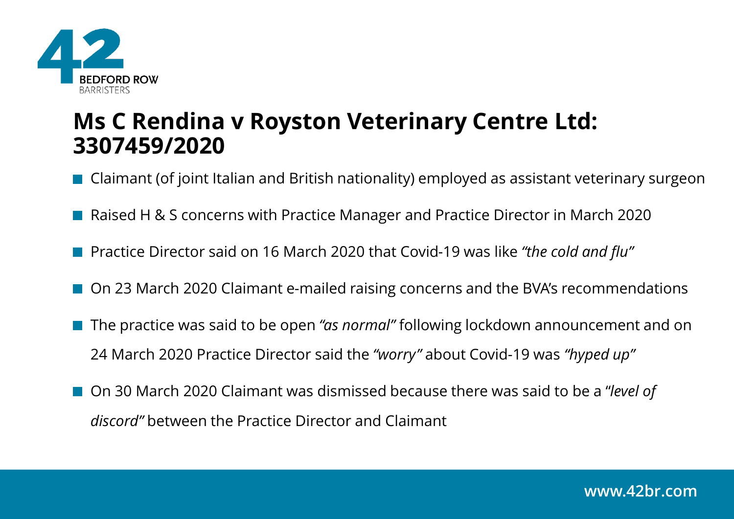## Ms C Rendina v Royston Veterinary Centre Ltd: 3307459/2020

- Claimant (of joint Italian and British nationality) employed as assistant veterinary surgeon
- Raised H & S concerns with Practice Manager and Practice Director in March 2020
- Practice Director said on 16 March 2020 that Covid-19 was like *"the cold and flu"*
- On 23 March 2020 Claimant e-mailed raising concerns and the BVA's recommendations
- The practice was said to be open *"as normal"* following lockdown announcement and on 24 March 2020 Practice Director said the *"worry"* about Covid-19 was *"hyped up"*
- On 30 March 2020 Claimant was dismissed because there was said to be a "*level of discord"* between the Practice Director and Claimant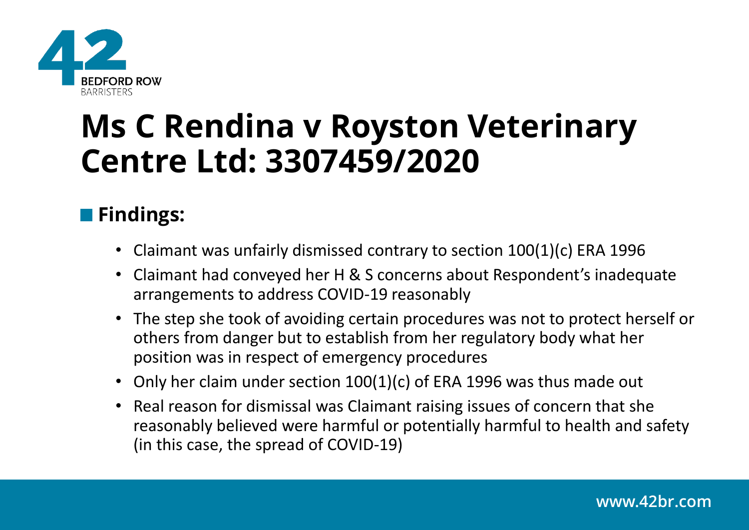# Ms C Rendina v Royston Veterinary Centre Ltd: 3307459/2020

## Findings:

- Claimant was unfairly dismissed contrary to section 100(1)(c) ERA 1996
- Claimant had conveyed her H & S concerns about Respondent's inadequate arrangements to address COVID-19 reasonably
- The step she took of avoiding certain procedures was not to protect herself or others from danger but to establish from her regulatory body what her position was in respect of emergency procedures
- Only her claim under section 100(1)(c) of ERA 1996 was thus made out
- Real reason for dismissal was Claimant raising issues of concern that she reasonably believed were harmful or potentially harmful to health and safety (in this case, the spread of COVID-19)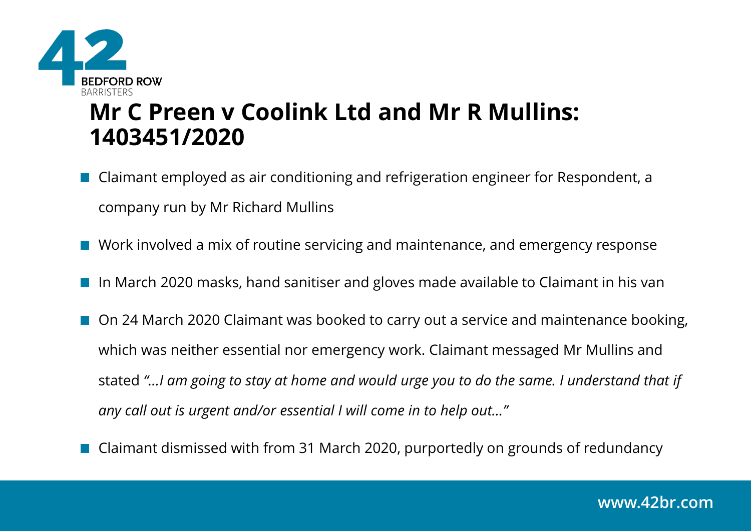# Mr C Preen v Coolink Ltd and Mr R Mullins: 1403451/2020

- Claimant employed as air conditioning and refrigeration engineer for Respondent, a company run by Mr Richard Mullins
- Work involved a mix of routine servicing and maintenance, and emergency response
- In March 2020 masks, hand sanitiser and gloves made available to Claimant in his van
- On 24 March 2020 Claimant was booked to carry out a service and maintenance booking, which was neither essential nor emergency work. Claimant messaged Mr Mullins and stated *"…I am going to stay at home and would urge you to do the same. I understand that if any call out is urgent and/or essential I will come in to help out…"*
- Claimant dismissed with from 31 March 2020, purportedly on grounds of redundancy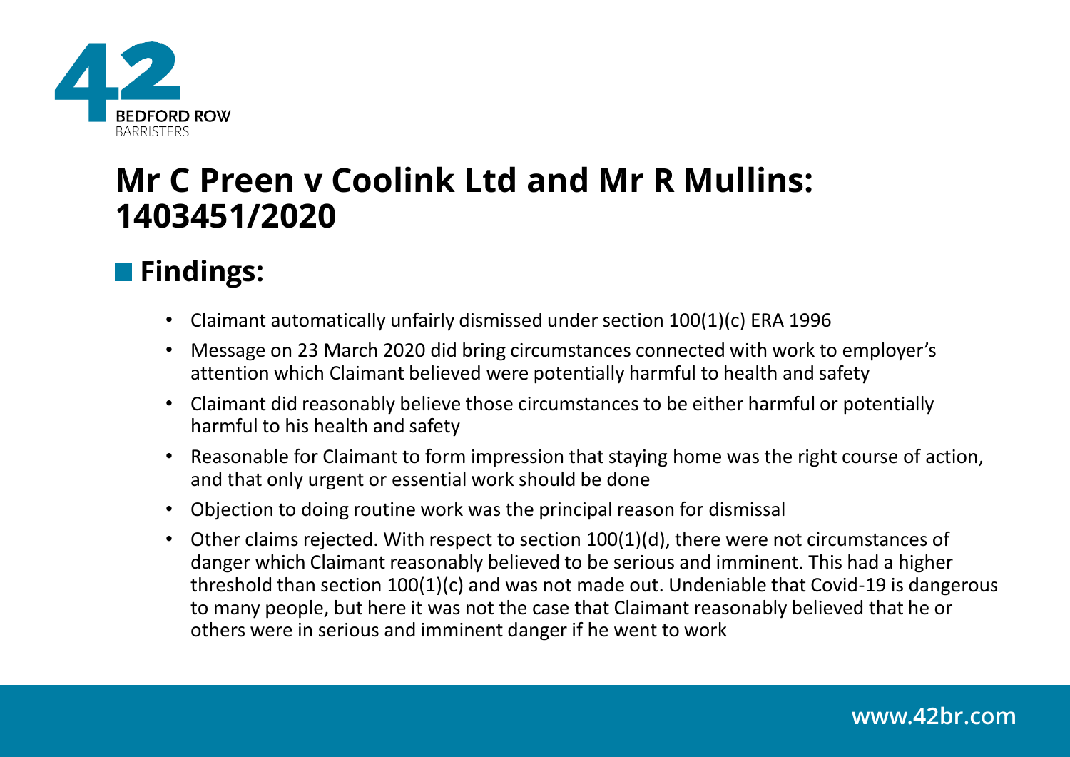# Mr C Preen v Coolink Ltd and Mr R Mullins: 1403451/2020

## Findings:

- Claimant automatically unfairly dismissed under section 100(1)(c) ERA 1996
- Message on 23 March 2020 did bring circumstances connected with work to employer's attention which Claimant believed were potentially harmful to health and safety
- Claimant did reasonably believe those circumstances to be either harmful or potentially harmful to his health and safety
- Reasonable for Claimant to form impression that staying home was the right course of action, and that only urgent or essential work should be done
- Objection to doing routine work was the principal reason for dismissal
- Other claims rejected. With respect to section 100(1)(d), there were not circumstances of danger which Claimant reasonably believed to be serious and imminent. This had a higher threshold than section 100(1)(c) and was not made out. Undeniable that Covid-19 is dangerous to many people, but here it was not the case that Claimant reasonably believed that he or others were in serious and imminent danger if he went to work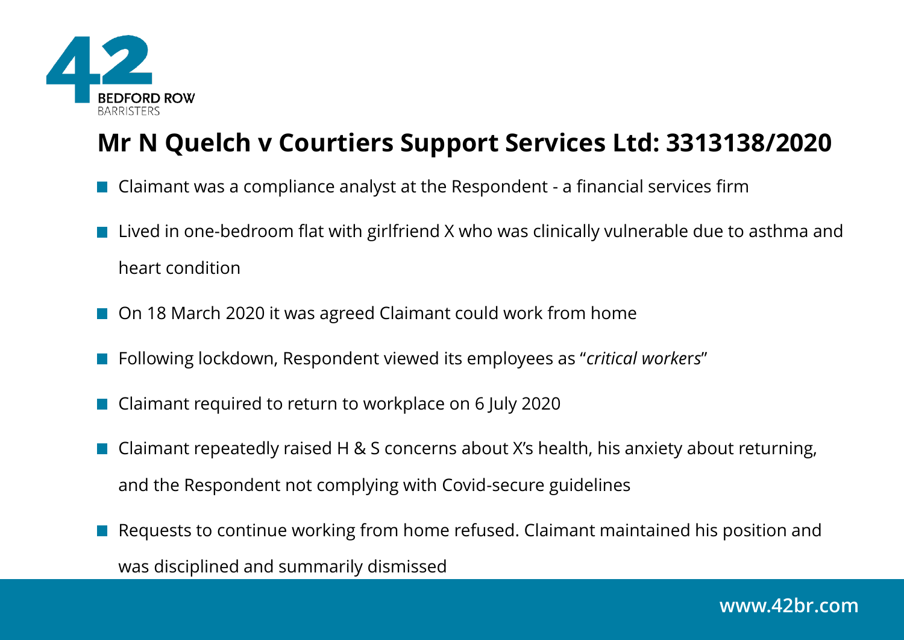## Mr N Quelch v Courtiers Support Services Ltd: 3313138/2020

- Claimant was a compliance analyst at the Respondent - a financial services firm
- Lived in one-bedroom flat with girlfriend X who was clinically vulnerable due to asthma and heart condition
- On 18 March 2020 it was agreed Claimant could work from home
- Following lockdown, Respondent viewed its employees as "*critical workers*"
- Claimant required to return to workplace on 6 July 2020
- Claimant repeatedly raised H & S concerns about X's health, his anxiety about returning, and the Respondent not complying with Covid-secure guidelines
- Requests to continue working from home refused. Claimant maintained his position and was disciplined and summarily dismissed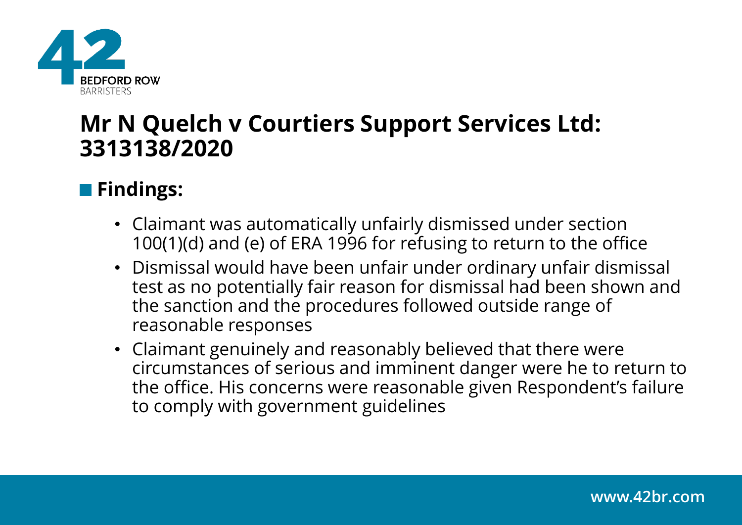# Mr N Quelch v Courtiers Support Services Ltd: 3313138/2020

## Findings:

- Claimant was automatically unfairly dismissed under section 100(1)(d) and (e) of ERA 1996 for refusing to return to the office
- Dismissal would have been unfair under ordinary unfair dismissal test as no potentially fair reason for dismissal had been shown and the sanction and the procedures followed outside range of reasonable responses
- Claimant genuinely and reasonably believed that there were circumstances of serious and imminent danger were he to return to the office. His concerns were reasonable given Respondent's failure to comply with government guidelines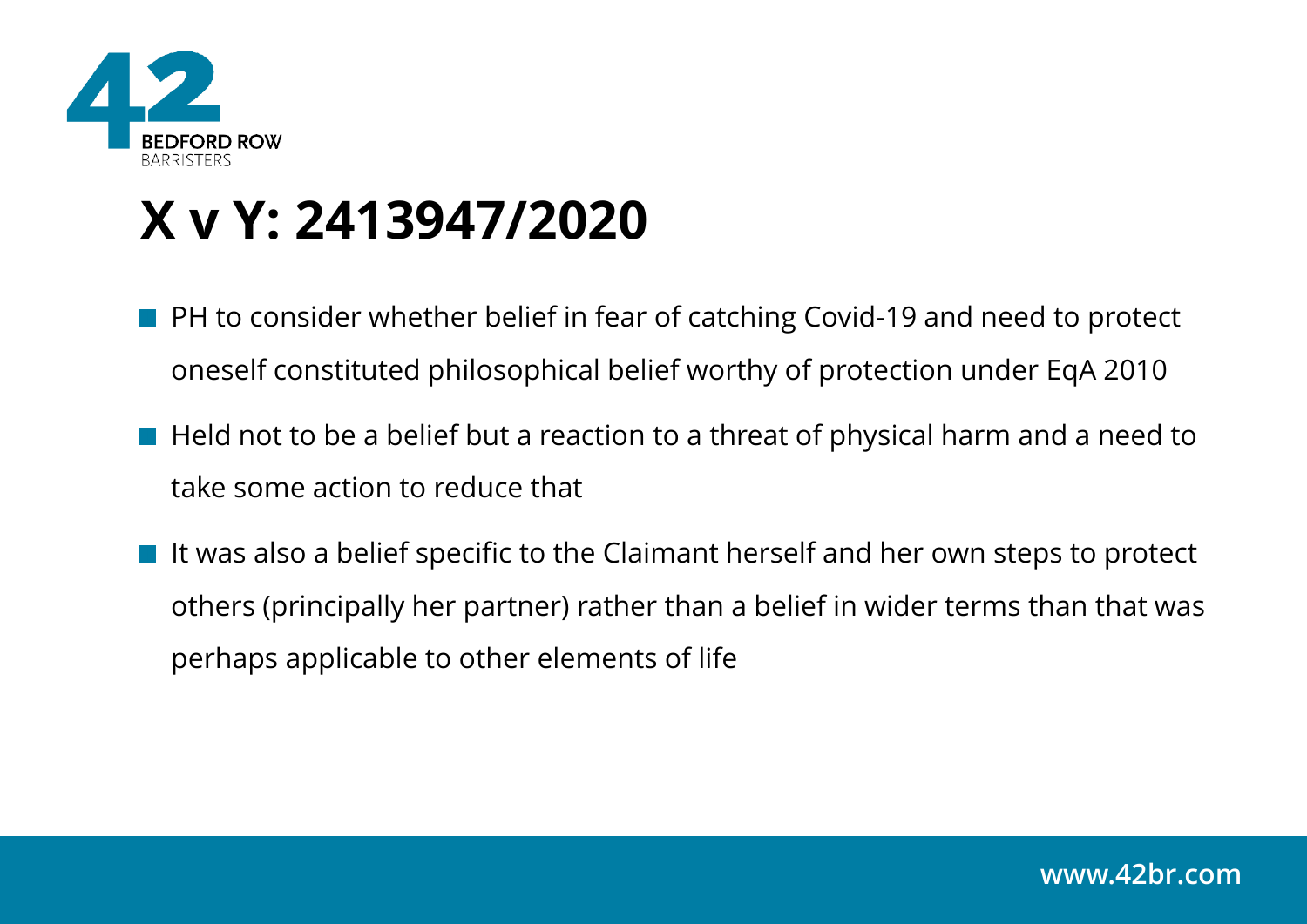# X v Y: 2413947/2020

- PH to consider whether belief in fear of catching Covid-19 and need to protect oneself constituted philosophical belief worthy of protection under EqA 2010
- Held not to be a belief but a reaction to a threat of physical harm and a need to take some action to reduce that
- It was also a belief specific to the Claimant herself and her own steps to protect others (principally her partner) rather than a belief in wider terms than that was perhaps applicable to other elements of life